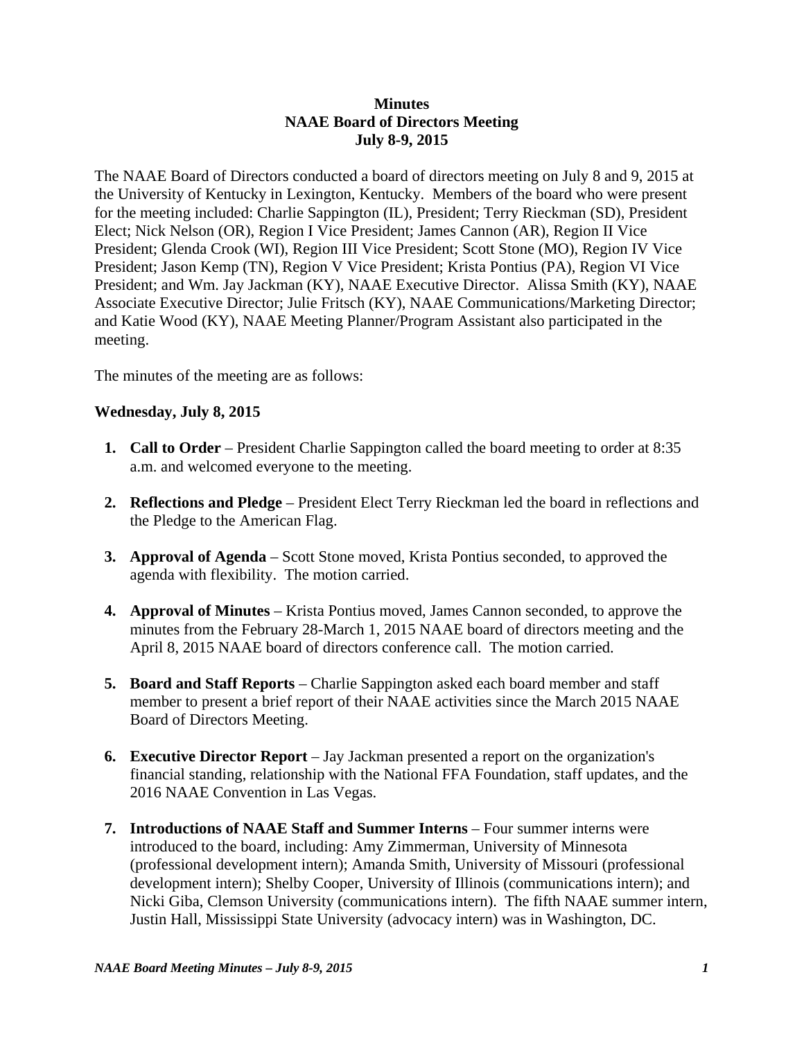**Minutes**
**NAAE Board of Directors Meeting**
**July 8-9, 2015**

The NAAE Board of Directors conducted a board of directors meeting on July 8 and 9, 2015 at the University of Kentucky in Lexington, Kentucky. Members of the board who were present for the meeting included: Charlie Sappington (IL), President; Terry Rieckman (SD), President Elect; Nick Nelson (OR), Region I Vice President; James Cannon (AR), Region II Vice President; Glenda Crook (WI), Region III Vice President; Scott Stone (MO), Region IV Vice President; Jason Kemp (TN), Region V Vice President; Krista Pontius (PA), Region VI Vice President; and Wm. Jay Jackman (KY), NAAE Executive Director. Alissa Smith (KY), NAAE Associate Executive Director; Julie Fritsch (KY), NAAE Communications/Marketing Director; and Katie Wood (KY), NAAE Meeting Planner/Program Assistant also participated in the meeting.

The minutes of the meeting are as follows:

**Wednesday, July 8, 2015**

1. **Call to Order** – President Charlie Sappington called the board meeting to order at 8:35 a.m. and welcomed everyone to the meeting.

2. **Reflections and Pledge** – President Elect Terry Rieckman led the board in reflections and the Pledge to the American Flag.

3. **Approval of Agenda** – Scott Stone moved, Krista Pontius seconded, to approved the agenda with flexibility. The motion carried.

4. **Approval of Minutes** – Krista Pontius moved, James Cannon seconded, to approve the minutes from the February 28-March 1, 2015 NAAE board of directors meeting and the April 8, 2015 NAAE board of directors conference call. The motion carried.

5. **Board and Staff Reports** – Charlie Sappington asked each board member and staff member to present a brief report of their NAAE activities since the March 2015 NAAE Board of Directors Meeting.

6. **Executive Director Report** – Jay Jackman presented a report on the organization's financial standing, relationship with the National FFA Foundation, staff updates, and the 2016 NAAE Convention in Las Vegas.

7. **Introductions of NAAE Staff and Summer Interns** – Four summer interns were introduced to the board, including: Amy Zimmerman, University of Minnesota (professional development intern); Amanda Smith, University of Missouri (professional development intern); Shelby Cooper, University of Illinois (communications intern); and Nicki Giba, Clemson University (communications intern). The fifth NAAE summer intern, Justin Hall, Mississippi State University (advocacy intern) was in Washington, DC.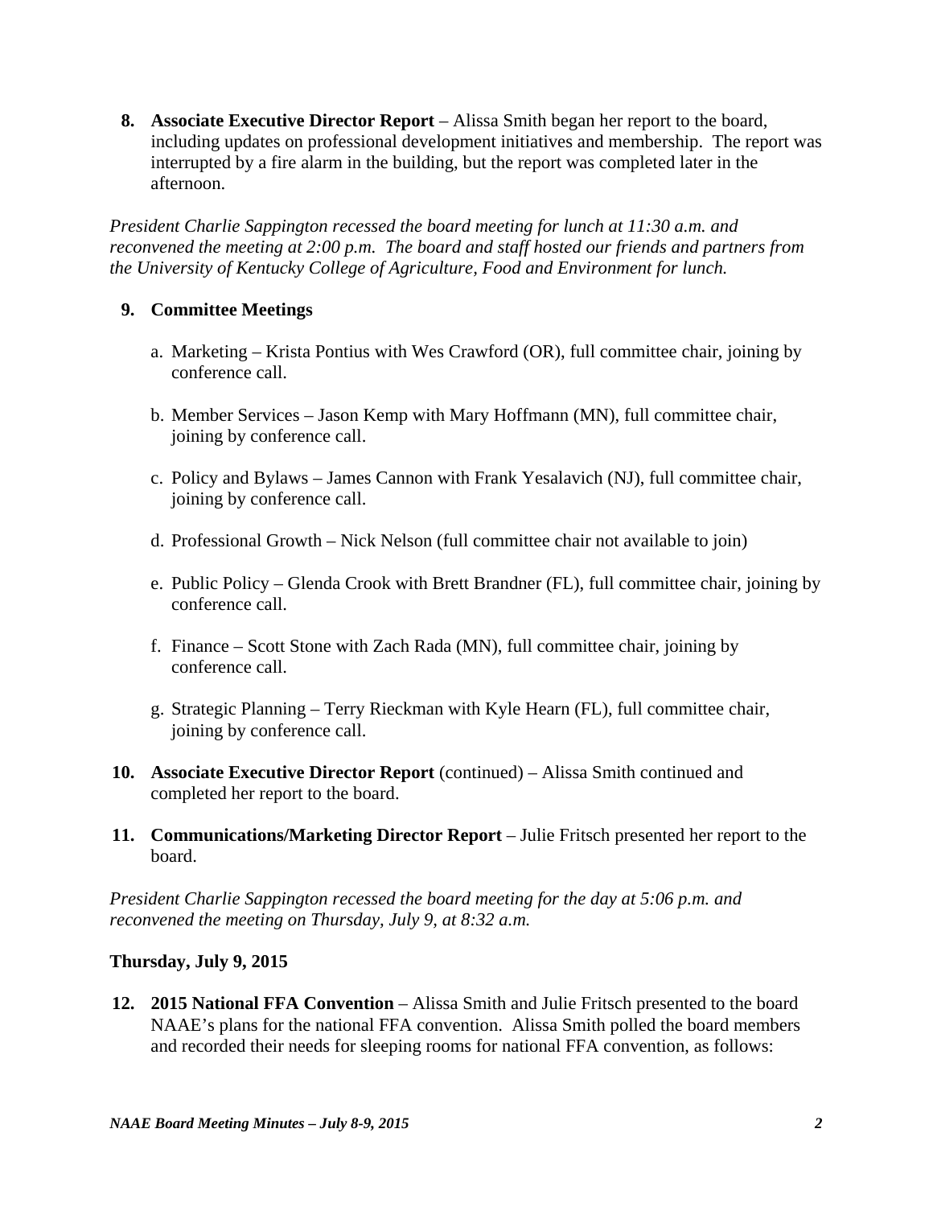8. **Associate Executive Director Report** – Alissa Smith began her report to the board, including updates on professional development initiatives and membership. The report was interrupted by a fire alarm in the building, but the report was completed later in the afternoon.

*President Charlie Sappington recessed the board meeting for lunch at 11:30 a.m. and reconvened the meeting at 2:00 p.m. The board and staff hosted our friends and partners from the University of Kentucky College of Agriculture, Food and Environment for lunch.*

9. **Committee Meetings**

   a. Marketing – Krista Pontius with Wes Crawford (OR), full committee chair, joining by conference call.

   b. Member Services – Jason Kemp with Mary Hoffmann (MN), full committee chair, joining by conference call.

   c. Policy and Bylaws – James Cannon with Frank Yesalavich (NJ), full committee chair, joining by conference call.

   d. Professional Growth – Nick Nelson (full committee chair not available to join)

   e. Public Policy – Glenda Crook with Brett Brandner (FL), full committee chair, joining by conference call.

   f. Finance – Scott Stone with Zach Rada (MN), full committee chair, joining by conference call.

   g. Strategic Planning – Terry Rieckman with Kyle Hearn (FL), full committee chair, joining by conference call.

10. **Associate Executive Director Report** (continued) – Alissa Smith continued and completed her report to the board.

11. **Communications/Marketing Director Report** – Julie Fritsch presented her report to the board.

*President Charlie Sappington recessed the board meeting for the day at 5:06 p.m. and reconvened the meeting on Thursday, July 9, at 8:32 a.m.*

**Thursday, July 9, 2015**

12. **2015 National FFA Convention** – Alissa Smith and Julie Fritsch presented to the board NAAE's plans for the national FFA convention. Alissa Smith polled the board members and recorded their needs for sleeping rooms for national FFA convention, as follows: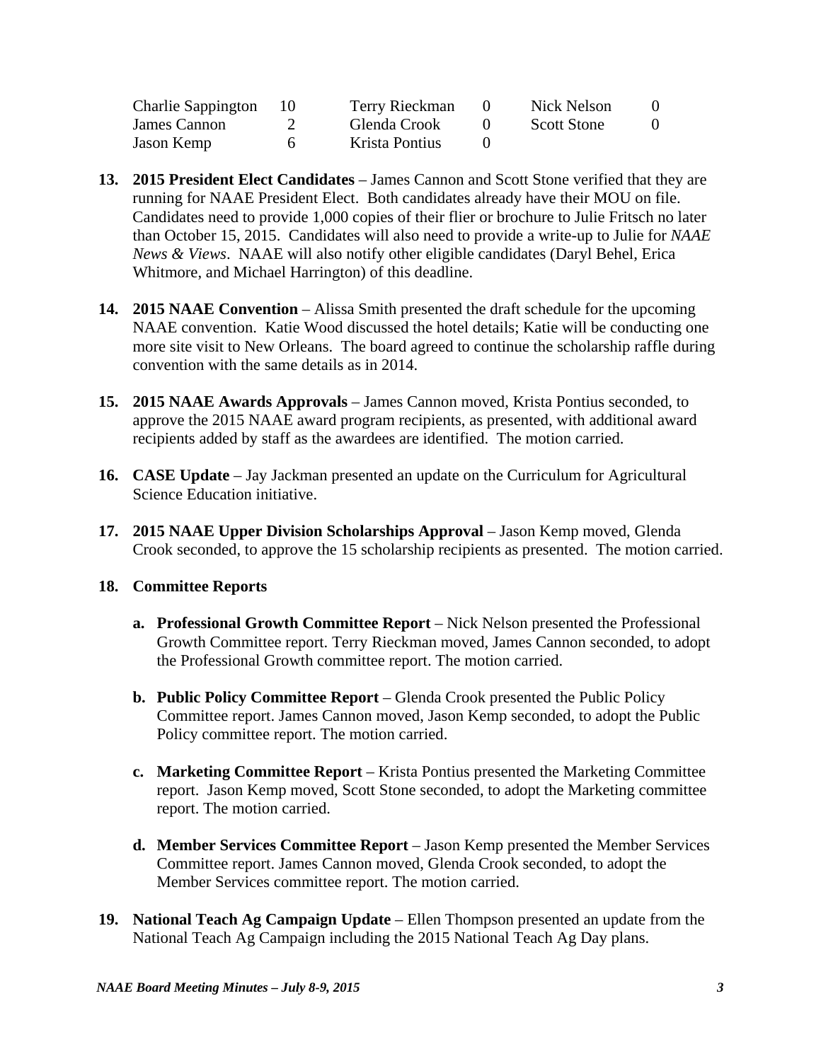| | | | | | |
|---|---|---|---|---|---|
| Charlie Sappington | 10 | Terry Rieckman | 0 | Nick Nelson | 0 |
| James Cannon | 2 | Glenda Crook | 0 | Scott Stone | 0 |
| Jason Kemp | 6 | Krista Pontius | 0 | | |

13. **2015 President Elect Candidates** – James Cannon and Scott Stone verified that they are running for NAAE President Elect. Both candidates already have their MOU on file. Candidates need to provide 1,000 copies of their flier or brochure to Julie Fritsch no later than October 15, 2015. Candidates will also need to provide a write-up to Julie for *NAAE News & Views*. NAAE will also notify other eligible candidates (Daryl Behel, Erica Whitmore, and Michael Harrington) of this deadline.

14. **2015 NAAE Convention** – Alissa Smith presented the draft schedule for the upcoming NAAE convention. Katie Wood discussed the hotel details; Katie will be conducting one more site visit to New Orleans. The board agreed to continue the scholarship raffle during convention with the same details as in 2014.

15. **2015 NAAE Awards Approvals** – James Cannon moved, Krista Pontius seconded, to approve the 2015 NAAE award program recipients, as presented, with additional award recipients added by staff as the awardees are identified. The motion carried.

16. **CASE Update** – Jay Jackman presented an update on the Curriculum for Agricultural Science Education initiative.

17. **2015 NAAE Upper Division Scholarships Approval** – Jason Kemp moved, Glenda Crook seconded, to approve the 15 scholarship recipients as presented. The motion carried.

18. **Committee Reports**

    a. **Professional Growth Committee Report** – Nick Nelson presented the Professional Growth Committee report. Terry Rieckman moved, James Cannon seconded, to adopt the Professional Growth committee report. The motion carried.

    b. **Public Policy Committee Report** – Glenda Crook presented the Public Policy Committee report. James Cannon moved, Jason Kemp seconded, to adopt the Public Policy committee report. The motion carried.

    c. **Marketing Committee Report** – Krista Pontius presented the Marketing Committee report. Jason Kemp moved, Scott Stone seconded, to adopt the Marketing committee report. The motion carried.

    d. **Member Services Committee Report** – Jason Kemp presented the Member Services Committee report. James Cannon moved, Glenda Crook seconded, to adopt the Member Services committee report. The motion carried.

19. **National Teach Ag Campaign Update** – Ellen Thompson presented an update from the National Teach Ag Campaign including the 2015 National Teach Ag Day plans.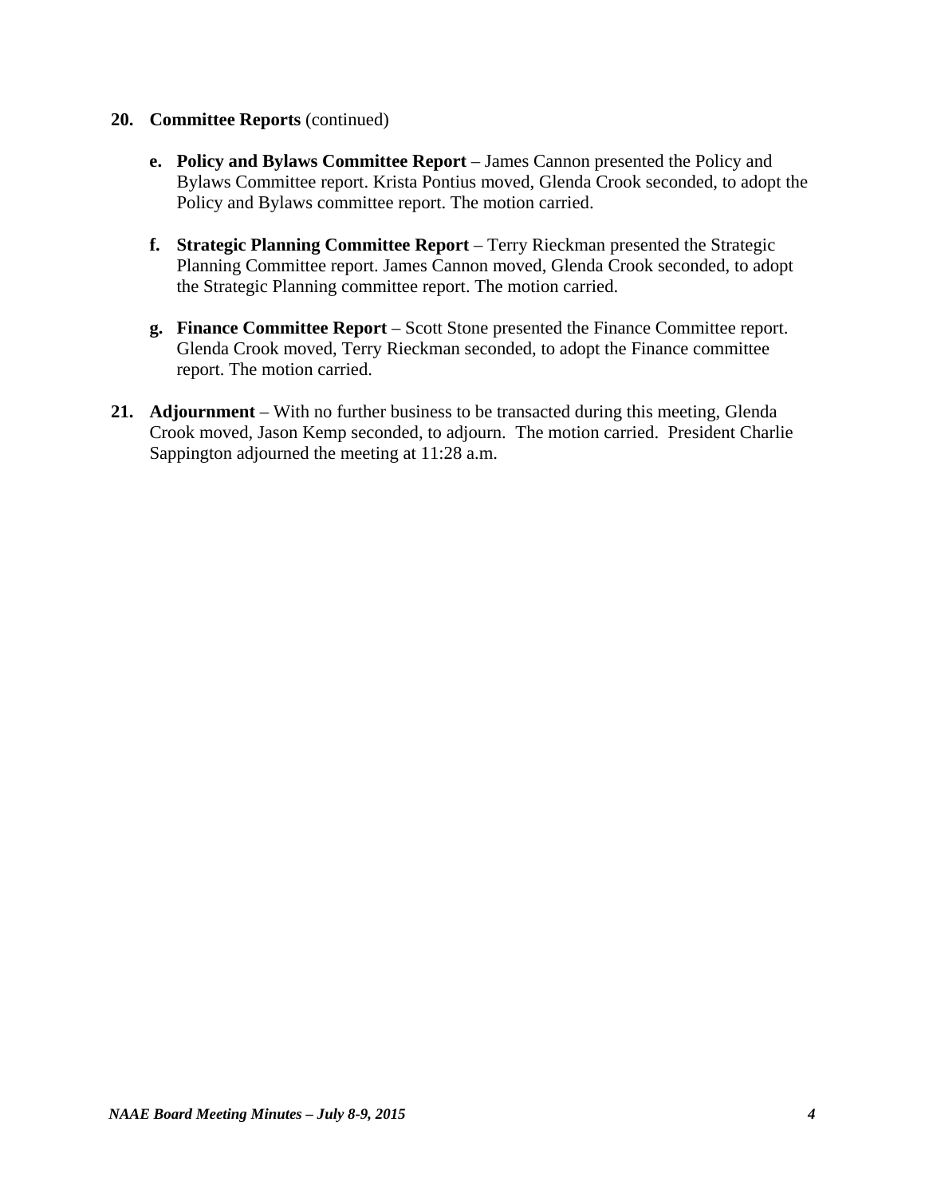20. **Committee Reports** (continued)

    e. **Policy and Bylaws Committee Report** – James Cannon presented the Policy and Bylaws Committee report. Krista Pontius moved, Glenda Crook seconded, to adopt the Policy and Bylaws committee report. The motion carried.

    f. **Strategic Planning Committee Report** – Terry Rieckman presented the Strategic Planning Committee report. James Cannon moved, Glenda Crook seconded, to adopt the Strategic Planning committee report. The motion carried.

    g. **Finance Committee Report** – Scott Stone presented the Finance Committee report. Glenda Crook moved, Terry Rieckman seconded, to adopt the Finance committee report. The motion carried.

21. **Adjournment** – With no further business to be transacted during this meeting, Glenda Crook moved, Jason Kemp seconded, to adjourn. The motion carried. President Charlie Sappington adjourned the meeting at 11:28 a.m.